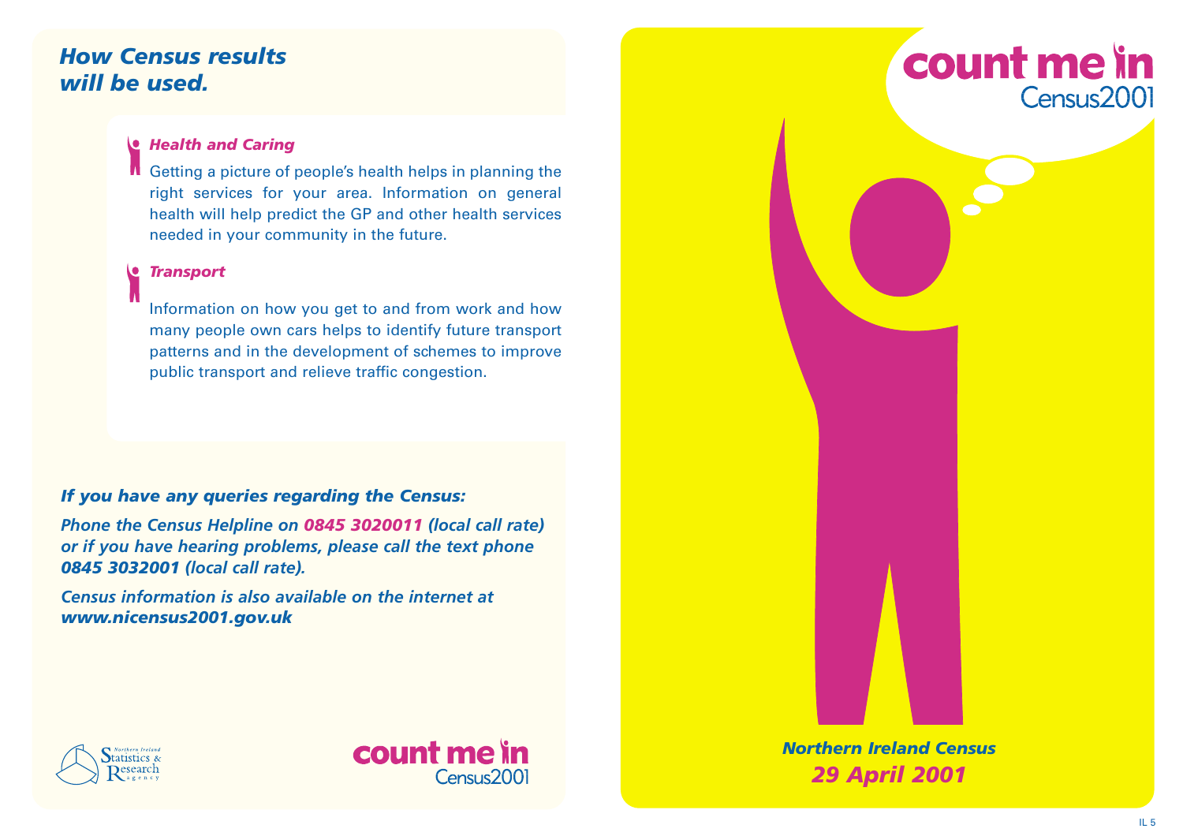## *How Census results will be used.*

### *Health and Caring*

Getting a picture of people's health helps in planning the right services for your area. Information on general health will help predict the GP and other health services needed in your community in the future.

### *Transport*

Information on how you get to and from work and how many people own cars helps to identify future transport patterns and in the development of schemes to improve public transport and relieve traffic congestion.

***If you have any queries regarding the Census:***

***Phone the Census Helpline on 0845 3020011 (local call rate) or if you have hearing problems, please call the text phone 0845 3032001 (local call rate).***

***Census information is also available on the internet at www.nicensus2001.gov.uk***

Northern Ireland Statistics & Research Agency

count me in
Census2001

count me in
Census2001

***Northern Ireland Census***
***29 April 2001***

IL 5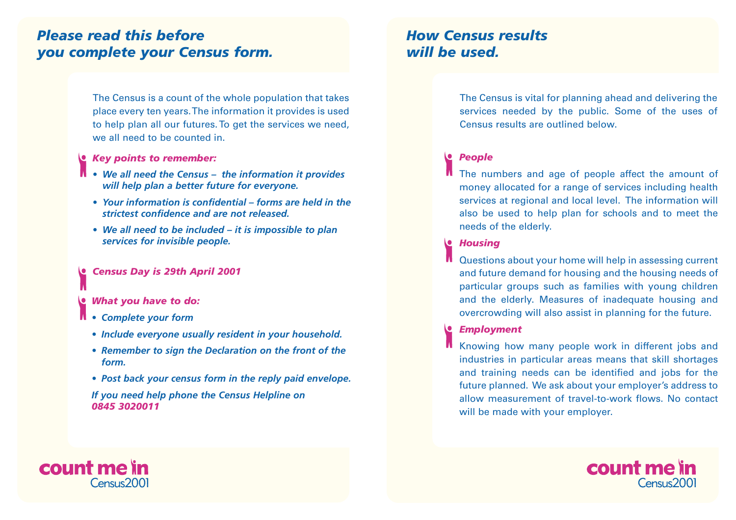## *Please read this before you complete your Census form.*

The Census is a count of the whole population that takes place every ten years. The information it provides is used to help plan all our futures. To get the services we need, we all need to be counted in.

***Key points to remember:***

- ***We all need the Census – the information it provides will help plan a better future for everyone.***
- ***Your information is confidential – forms are held in the strictest confidence and are not released.***
- ***We all need to be included – it is impossible to plan services for invisible people.***

***Census Day is 29th April 2001***

***What you have to do:***

- ***Complete your form***
- ***Include everyone usually resident in your household.***
- ***Remember to sign the Declaration on the front of the form.***
- ***Post back your census form in the reply paid envelope.***

***If you need help phone the Census Helpline on 0845 3020011***

count me in
Census2001

## *How Census results will be used.*

The Census is vital for planning ahead and delivering the services needed by the public. Some of the uses of Census results are outlined below.

***People***

The numbers and age of people affect the amount of money allocated for a range of services including health services at regional and local level. The information will also be used to help plan for schools and to meet the needs of the elderly.

***Housing***

Questions about your home will help in assessing current and future demand for housing and the housing needs of particular groups such as families with young children and the elderly. Measures of inadequate housing and overcrowding will also assist in planning for the future.

***Employment***

Knowing how many people work in different jobs and industries in particular areas means that skill shortages and training needs can be identified and jobs for the future planned. We ask about your employer's address to allow measurement of travel-to-work flows. No contact will be made with your employer.

count me in
Census2001